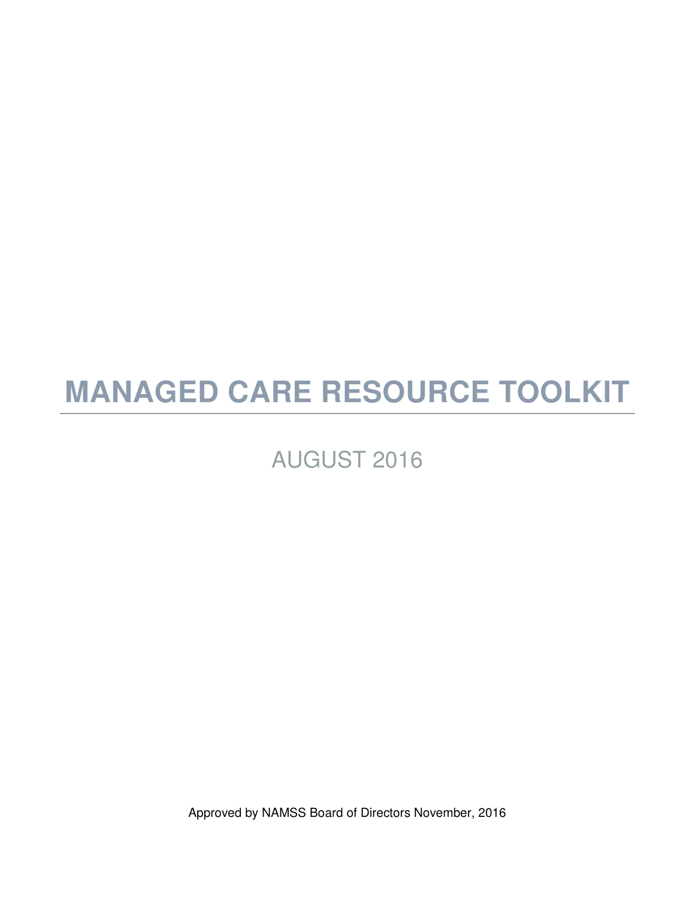# MANAGED CARE RESOURCE TOOLKIT

AUGUST 2016

Approved by NAMSS Board of Directors November, 2016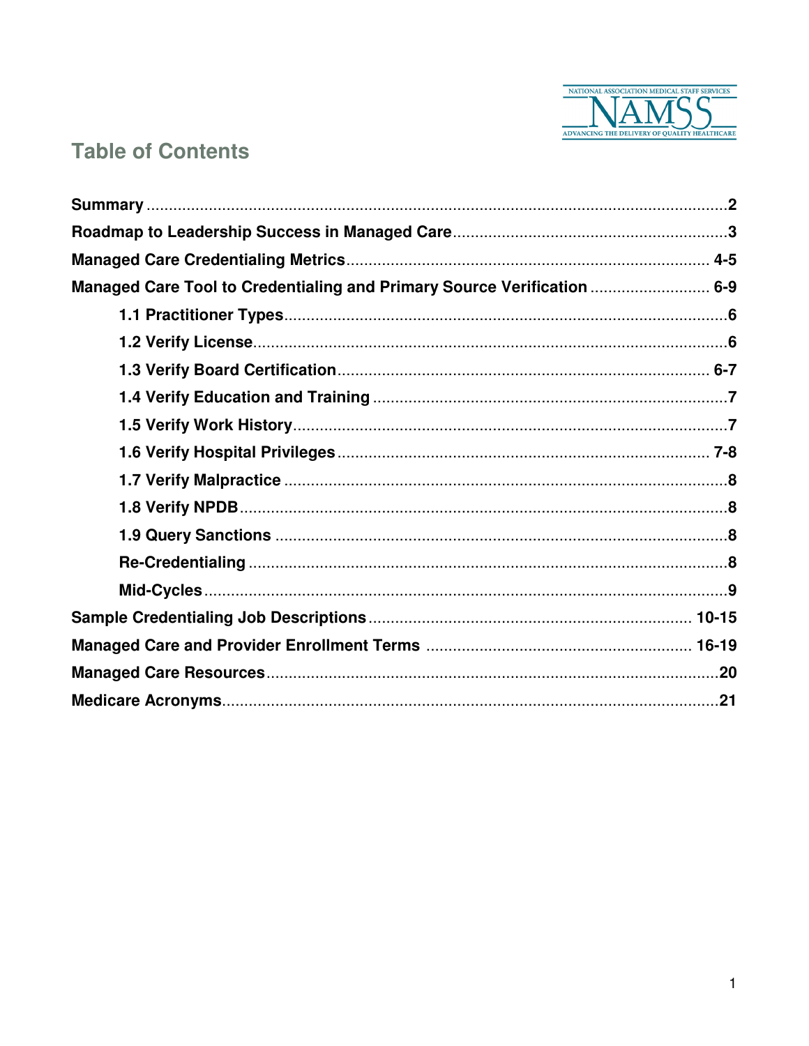# Table of Contents

**Summary** .......................................................................................................................2

**Roadmap to Leadership Success in Managed Care**.............................................................3

**Managed Care Credentialing Metrics**................................................................................. 4-5

**Managed Care Tool to Credentialing and Primary Source Verification** ........................... 6-9

- **1.1 Practitioner Types**...................................................................................................6
- **1.2 Verify License**.........................................................................................................6
- **1.3 Verify Board Certification**.................................................................................... 6-7
- **1.4 Verify Education and Training** ...............................................................................7
- **1.5 Verify Work History**.................................................................................................7
- **1.6 Verify Hospital Privileges**.................................................................................... 7-8
- **1.7 Verify Malpractice** ...................................................................................................8
- **1.8 Verify NPDB**............................................................................................................8
- **1.9 Query Sanctions** .....................................................................................................8
- **Re-Credentialing** ...........................................................................................................8
- **Mid-Cycles**.....................................................................................................................9

**Sample Credentialing Job Descriptions**....................................................................... 10-15

**Managed Care and Provider Enrollment Terms** .......................................................... 16-19

**Managed Care Resources**.....................................................................................................20

**Medicare Acronyms**...............................................................................................................21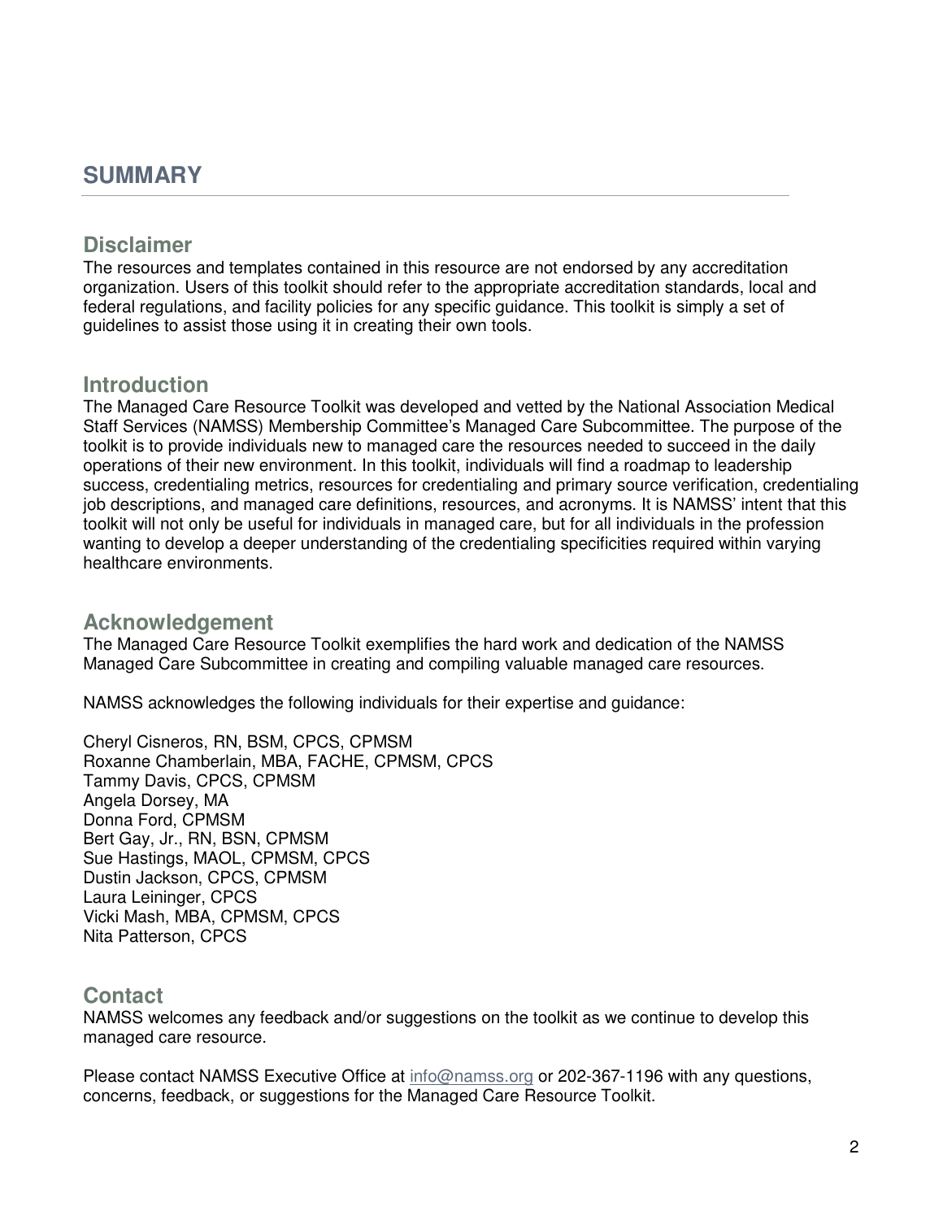# SUMMARY

## Disclaimer

The resources and templates contained in this resource are not endorsed by any accreditation organization. Users of this toolkit should refer to the appropriate accreditation standards, local and federal regulations, and facility policies for any specific guidance. This toolkit is simply a set of guidelines to assist those using it in creating their own tools.

## Introduction

The Managed Care Resource Toolkit was developed and vetted by the National Association Medical Staff Services (NAMSS) Membership Committee's Managed Care Subcommittee. The purpose of the toolkit is to provide individuals new to managed care the resources needed to succeed in the daily operations of their new environment. In this toolkit, individuals will find a roadmap to leadership success, credentialing metrics, resources for credentialing and primary source verification, credentialing job descriptions, and managed care definitions, resources, and acronyms. It is NAMSS' intent that this toolkit will not only be useful for individuals in managed care, but for all individuals in the profession wanting to develop a deeper understanding of the credentialing specificities required within varying healthcare environments.

## Acknowledgement

The Managed Care Resource Toolkit exemplifies the hard work and dedication of the NAMSS Managed Care Subcommittee in creating and compiling valuable managed care resources.

NAMSS acknowledges the following individuals for their expertise and guidance:

Cheryl Cisneros, RN, BSM, CPCS, CPMSM
Roxanne Chamberlain, MBA, FACHE, CPMSM, CPCS
Tammy Davis, CPCS, CPMSM
Angela Dorsey, MA
Donna Ford, CPMSM
Bert Gay, Jr., RN, BSN, CPMSM
Sue Hastings, MAOL, CPMSM, CPCS
Dustin Jackson, CPCS, CPMSM
Laura Leininger, CPCS
Vicki Mash, MBA, CPMSM, CPCS
Nita Patterson, CPCS

## Contact

NAMSS welcomes any feedback and/or suggestions on the toolkit as we continue to develop this managed care resource.

Please contact NAMSS Executive Office at info@namss.org or 202-367-1196 with any questions, concerns, feedback, or suggestions for the Managed Care Resource Toolkit.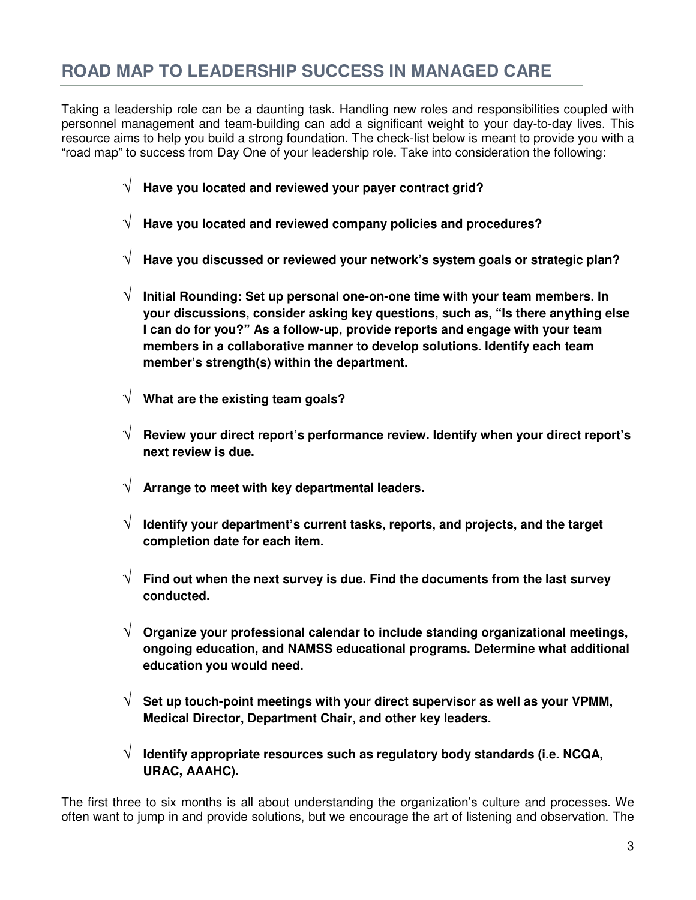## ROAD MAP TO LEADERSHIP SUCCESS IN MANAGED CARE

Taking a leadership role can be a daunting task. Handling new roles and responsibilities coupled with personnel management and team-building can add a significant weight to your day-to-day lives. This resource aims to help you build a strong foundation. The check-list below is meant to provide you with a "road map" to success from Day One of your leadership role. Take into consideration the following:

- √ **Have you located and reviewed your payer contract grid?**
- √ **Have you located and reviewed company policies and procedures?**
- √ **Have you discussed or reviewed your network's system goals or strategic plan?**
- √ **Initial Rounding: Set up personal one-on-one time with your team members. In your discussions, consider asking key questions, such as, "Is there anything else I can do for you?" As a follow-up, provide reports and engage with your team members in a collaborative manner to develop solutions. Identify each team member's strength(s) within the department.**
- √ **What are the existing team goals?**
- √ **Review your direct report's performance review. Identify when your direct report's next review is due.**
- √ **Arrange to meet with key departmental leaders.**
- √ **Identify your department's current tasks, reports, and projects, and the target completion date for each item.**
- √ **Find out when the next survey is due. Find the documents from the last survey conducted.**
- √ **Organize your professional calendar to include standing organizational meetings, ongoing education, and NAMSS educational programs. Determine what additional education you would need.**
- √ **Set up touch-point meetings with your direct supervisor as well as your VPMM, Medical Director, Department Chair, and other key leaders.**
- √ **Identify appropriate resources such as regulatory body standards (i.e. NCQA, URAC, AAAHC).**

The first three to six months is all about understanding the organization's culture and processes. We often want to jump in and provide solutions, but we encourage the art of listening and observation. The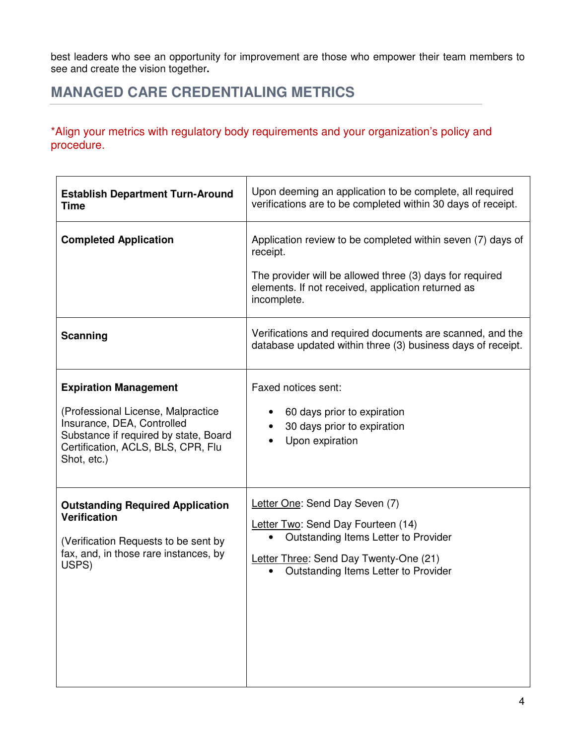best leaders who see an opportunity for improvement are those who empower their team members to see and create the vision together**.**

## MANAGED CARE CREDENTIALING METRICS

*Align your metrics with regulatory body requirements and your organization's policy and procedure.

| | |
|---|---|
| **Establish Department Turn-Around Time** | Upon deeming an application to be complete, all required verifications are to be completed within 30 days of receipt. |
| **Completed Application** | Application review to be completed within seven (7) days of receipt.<br><br>The provider will be allowed three (3) days for required elements. If not received, application returned as incomplete. |
| **Scanning** | Verifications and required documents are scanned, and the database updated within three (3) business days of receipt. |
| **Expiration Management**<br><br>(Professional License, Malpractice Insurance, DEA, Controlled Substance if required by state, Board Certification, ACLS, BLS, CPR, Flu Shot, etc.) | Faxed notices sent:<br>• 60 days prior to expiration<br>• 30 days prior to expiration<br>• Upon expiration |
| **Outstanding Required Application Verification**<br><br>(Verification Requests to be sent by fax, and, in those rare instances, by USPS) | <u>Letter One</u>: Send Day Seven (7)<br><br><u>Letter Two</u>: Send Day Fourteen (14)<br>• Outstanding Items Letter to Provider<br><br><u>Letter Three</u>: Send Day Twenty-One (21)<br>• Outstanding Items Letter to Provider |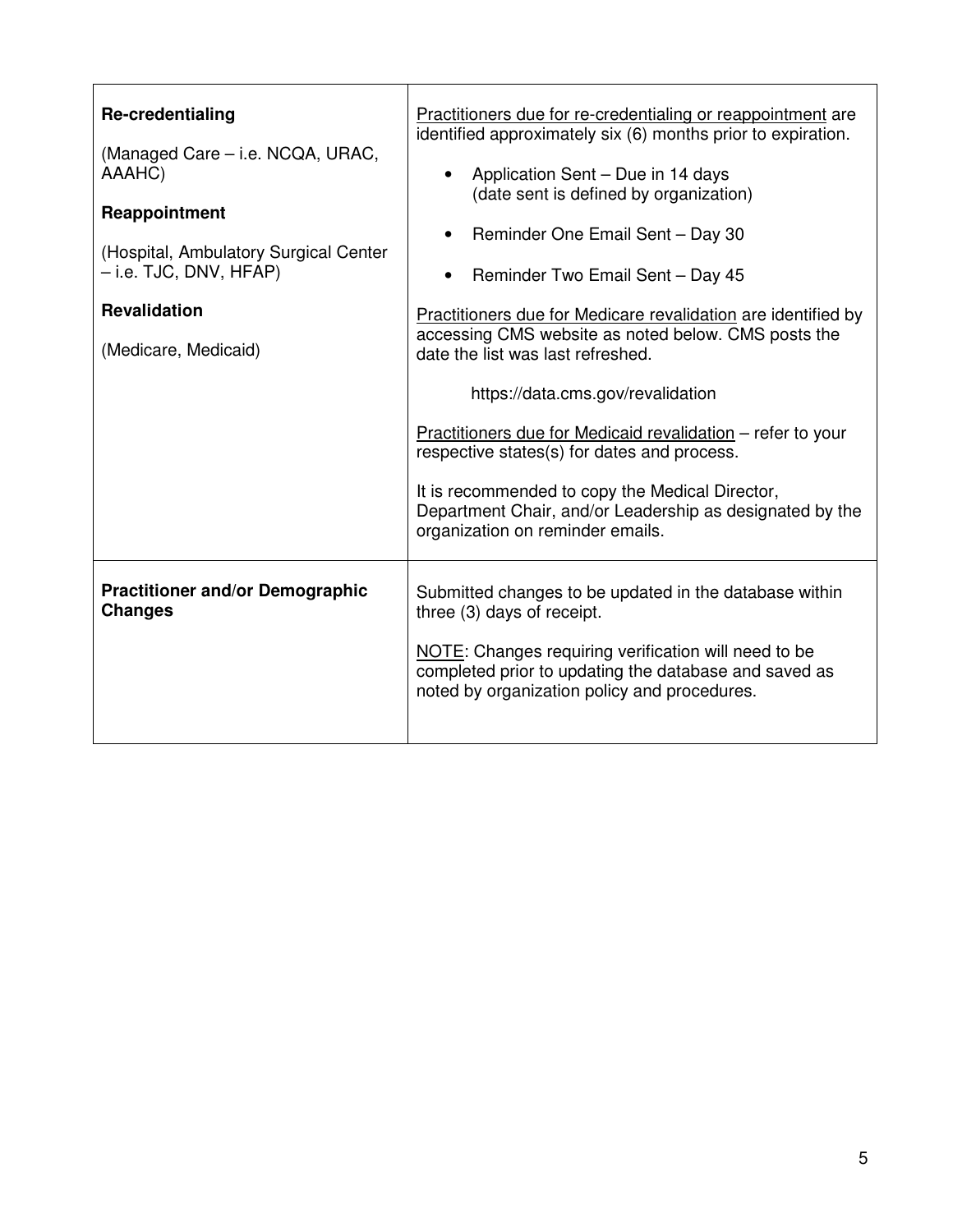| | |
|---|---|
| **Re-credentialing**<br><br>(Managed Care – i.e. NCQA, URAC, AAAHC)<br><br>**Reappointment**<br><br>(Hospital, Ambulatory Surgical Center – i.e. TJC, DNV, HFAP)<br><br>**Revalidation**<br><br>(Medicare, Medicaid) | <u>Practitioners due for re-credentialing or reappointment</u> are identified approximately six (6) months prior to expiration.<br><br>• Application Sent – Due in 14 days (date sent is defined by organization)<br><br>• Reminder One Email Sent – Day 30<br><br>• Reminder Two Email Sent – Day 45<br><br><u>Practitioners due for Medicare revalidation</u> are identified by accessing CMS website as noted below. CMS posts the date the list was last refreshed.<br><br>https://data.cms.gov/revalidation<br><br><u>Practitioners due for Medicaid revalidation</u> – refer to your respective states(s) for dates and process.<br><br>It is recommended to copy the Medical Director, Department Chair, and/or Leadership as designated by the organization on reminder emails. |
| **Practitioner and/or Demographic Changes** | Submitted changes to be updated in the database within three (3) days of receipt.<br><br><u>NOTE</u>: Changes requiring verification will need to be completed prior to updating the database and saved as noted by organization policy and procedures. |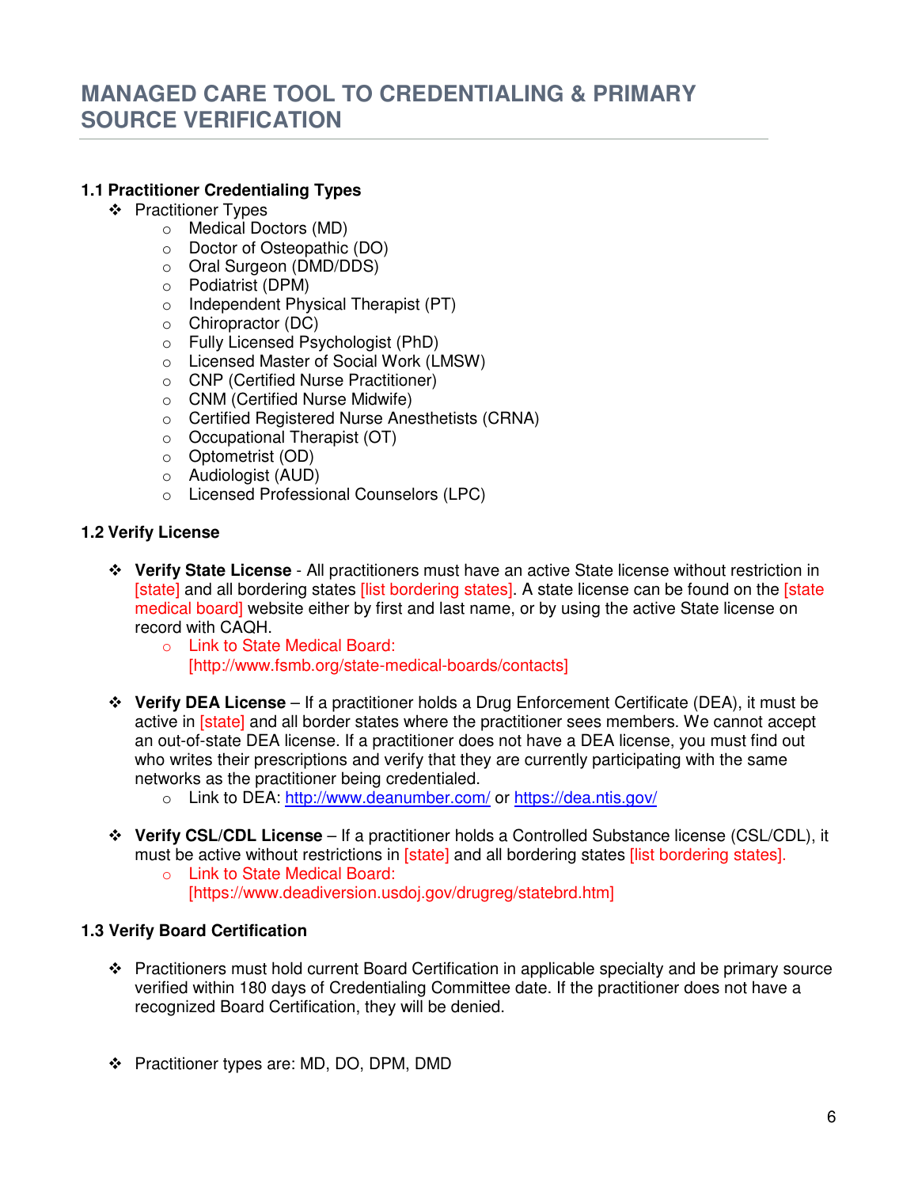# MANAGED CARE TOOL TO CREDENTIALING & PRIMARY SOURCE VERIFICATION

### 1.1 Practitioner Credentialing Types

- Practitioner Types
  - Medical Doctors (MD)
  - Doctor of Osteopathic (DO)
  - Oral Surgeon (DMD/DDS)
  - Podiatrist (DPM)
  - Independent Physical Therapist (PT)
  - Chiropractor (DC)
  - Fully Licensed Psychologist (PhD)
  - Licensed Master of Social Work (LMSW)
  - CNP (Certified Nurse Practitioner)
  - CNM (Certified Nurse Midwife)
  - Certified Registered Nurse Anesthetists (CRNA)
  - Occupational Therapist (OT)
  - Optometrist (OD)
  - Audiologist (AUD)
  - Licensed Professional Counselors (LPC)

### 1.2 Verify License

- **Verify State License** - All practitioners must have an active State license without restriction in [state] and all bordering states [list bordering states]. A state license can be found on the [state medical board] website either by first and last name, or by using the active State license on record with CAQH.
  - Link to State Medical Board: [http://www.fsmb.org/state-medical-boards/contacts]

- **Verify DEA License** – If a practitioner holds a Drug Enforcement Certificate (DEA), it must be active in [state] and all border states where the practitioner sees members. We cannot accept an out-of-state DEA license. If a practitioner does not have a DEA license, you must find out who writes their prescriptions and verify that they are currently participating with the same networks as the practitioner being credentialed.
  - Link to DEA: http://www.deanumber.com/ or https://dea.ntis.gov/

- **Verify CSL/CDL License** – If a practitioner holds a Controlled Substance license (CSL/CDL), it must be active without restrictions in [state] and all bordering states [list bordering states].
  - Link to State Medical Board: [https://www.deadiversion.usdoj.gov/drugreg/statebrd.htm]

### 1.3 Verify Board Certification

- Practitioners must hold current Board Certification in applicable specialty and be primary source verified within 180 days of Credentialing Committee date. If the practitioner does not have a recognized Board Certification, they will be denied.

- Practitioner types are: MD, DO, DPM, DMD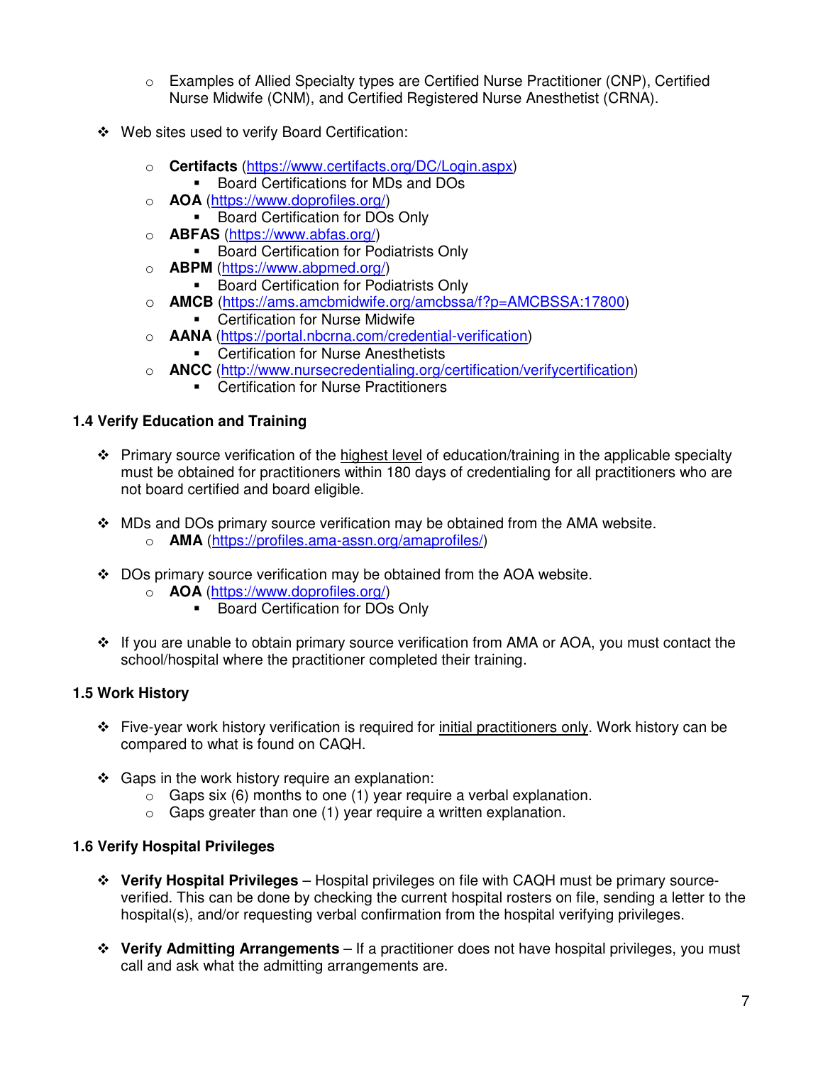- Examples of Allied Specialty types are Certified Nurse Practitioner (CNP), Certified Nurse Midwife (CNM), and Certified Registered Nurse Anesthetist (CRNA).

- Web sites used to verify Board Certification:
  - **Certifacts** (https://www.certifacts.org/DC/Login.aspx)
    - Board Certifications for MDs and DOs
  - **AOA** (https://www.doprofiles.org/)
    - Board Certification for DOs Only
  - **ABFAS** (https://www.abfas.org/)
    - Board Certification for Podiatrists Only
  - **ABPM** (https://www.abpmed.org/)
    - Board Certification for Podiatrists Only
  - **AMCB** (https://ams.amcbmidwife.org/amcbssa/f?p=AMCBSSA:17800)
    - Certification for Nurse Midwife
  - **AANA** (https://portal.nbcrna.com/credential-verification)
    - Certification for Nurse Anesthetists
  - **ANCC** (http://www.nursecredentialing.org/certification/verifycertification)
    - Certification for Nurse Practitioners

### 1.4 Verify Education and Training

- Primary source verification of the highest level of education/training in the applicable specialty must be obtained for practitioners within 180 days of credentialing for all practitioners who are not board certified and board eligible.

- MDs and DOs primary source verification may be obtained from the AMA website.
  - **AMA** (https://profiles.ama-assn.org/amaprofiles/)

- DOs primary source verification may be obtained from the AOA website.
  - **AOA** (https://www.doprofiles.org/)
    - Board Certification for DOs Only

- If you are unable to obtain primary source verification from AMA or AOA, you must contact the school/hospital where the practitioner completed their training.

### 1.5 Work History

- Five-year work history verification is required for initial practitioners only. Work history can be compared to what is found on CAQH.

- Gaps in the work history require an explanation:
  - Gaps six (6) months to one (1) year require a verbal explanation.
  - Gaps greater than one (1) year require a written explanation.

### 1.6 Verify Hospital Privileges

- **Verify Hospital Privileges** – Hospital privileges on file with CAQH must be primary source-verified. This can be done by checking the current hospital rosters on file, sending a letter to the hospital(s), and/or requesting verbal confirmation from the hospital verifying privileges.

- **Verify Admitting Arrangements** – If a practitioner does not have hospital privileges, you must call and ask what the admitting arrangements are.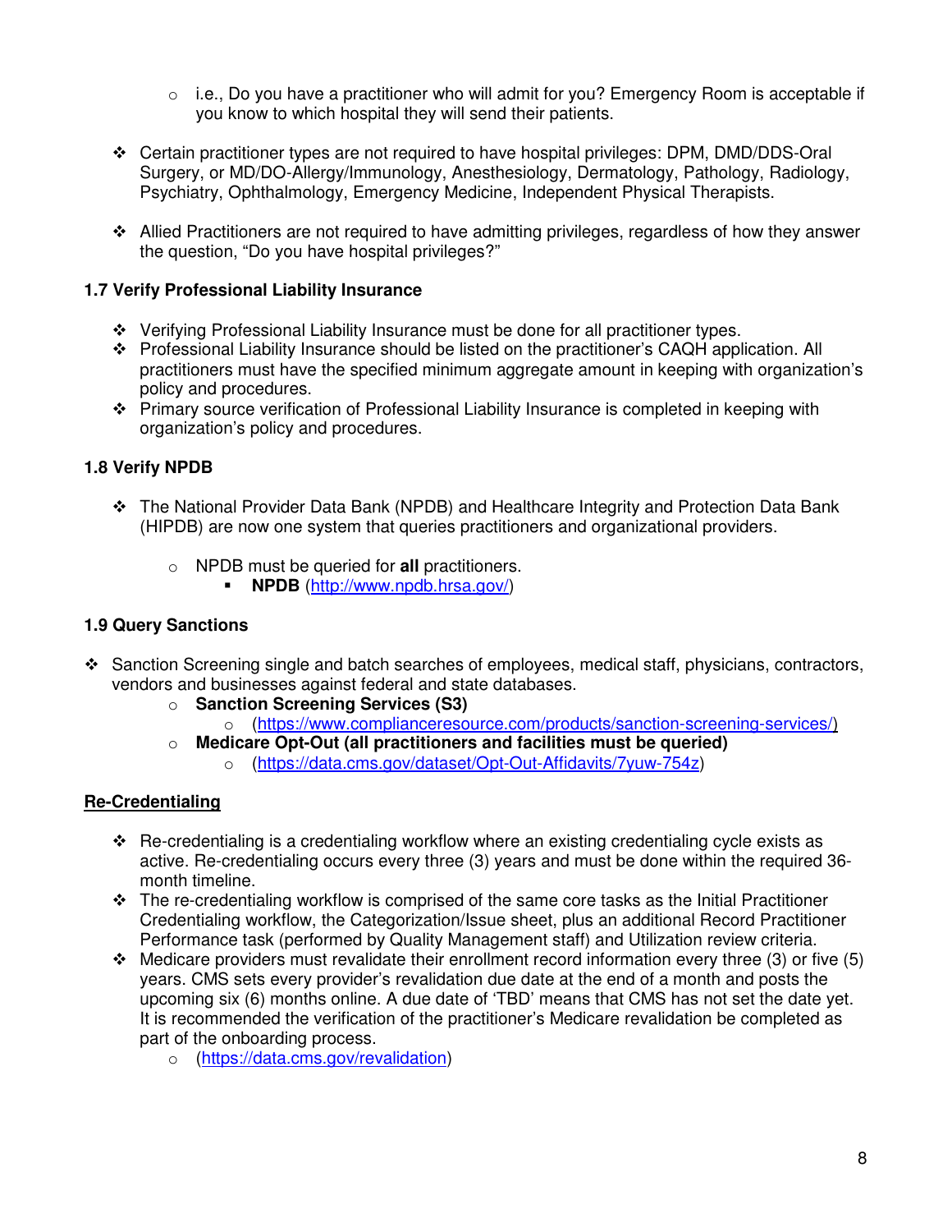- i.e., Do you have a practitioner who will admit for you? Emergency Room is acceptable if you know to which hospital they will send their patients.

- Certain practitioner types are not required to have hospital privileges: DPM, DMD/DDS-Oral Surgery, or MD/DO-Allergy/Immunology, Anesthesiology, Dermatology, Pathology, Radiology, Psychiatry, Ophthalmology, Emergency Medicine, Independent Physical Therapists.

- Allied Practitioners are not required to have admitting privileges, regardless of how they answer the question, "Do you have hospital privileges?"

### 1.7 Verify Professional Liability Insurance

- Verifying Professional Liability Insurance must be done for all practitioner types.
- Professional Liability Insurance should be listed on the practitioner's CAQH application. All practitioners must have the specified minimum aggregate amount in keeping with organization's policy and procedures.
- Primary source verification of Professional Liability Insurance is completed in keeping with organization's policy and procedures.

### 1.8 Verify NPDB

- The National Provider Data Bank (NPDB) and Healthcare Integrity and Protection Data Bank (HIPDB) are now one system that queries practitioners and organizational providers.
    - NPDB must be queried for **all** practitioners.
        - **NPDB** (http://www.npdb.hrsa.gov/)

### 1.9 Query Sanctions

- Sanction Screening single and batch searches of employees, medical staff, physicians, contractors, vendors and businesses against federal and state databases.
    - **Sanction Screening Services (S3)**
        - (https://www.complianceresource.com/products/sanction-screening-services/)
    - **Medicare Opt-Out (all practitioners and facilities must be queried)**
        - (https://data.cms.gov/dataset/Opt-Out-Affidavits/7yuw-754z)

## <u>Re-Credentialing</u>

- Re-credentialing is a credentialing workflow where an existing credentialing cycle exists as active. Re-credentialing occurs every three (3) years and must be done within the required 36-month timeline.
- The re-credentialing workflow is comprised of the same core tasks as the Initial Practitioner Credentialing workflow, the Categorization/Issue sheet, plus an additional Record Practitioner Performance task (performed by Quality Management staff) and Utilization review criteria.
- Medicare providers must revalidate their enrollment record information every three (3) or five (5) years. CMS sets every provider's revalidation due date at the end of a month and posts the upcoming six (6) months online. A due date of 'TBD' means that CMS has not set the date yet. It is recommended the verification of the practitioner's Medicare revalidation be completed as part of the onboarding process.
    - (https://data.cms.gov/revalidation)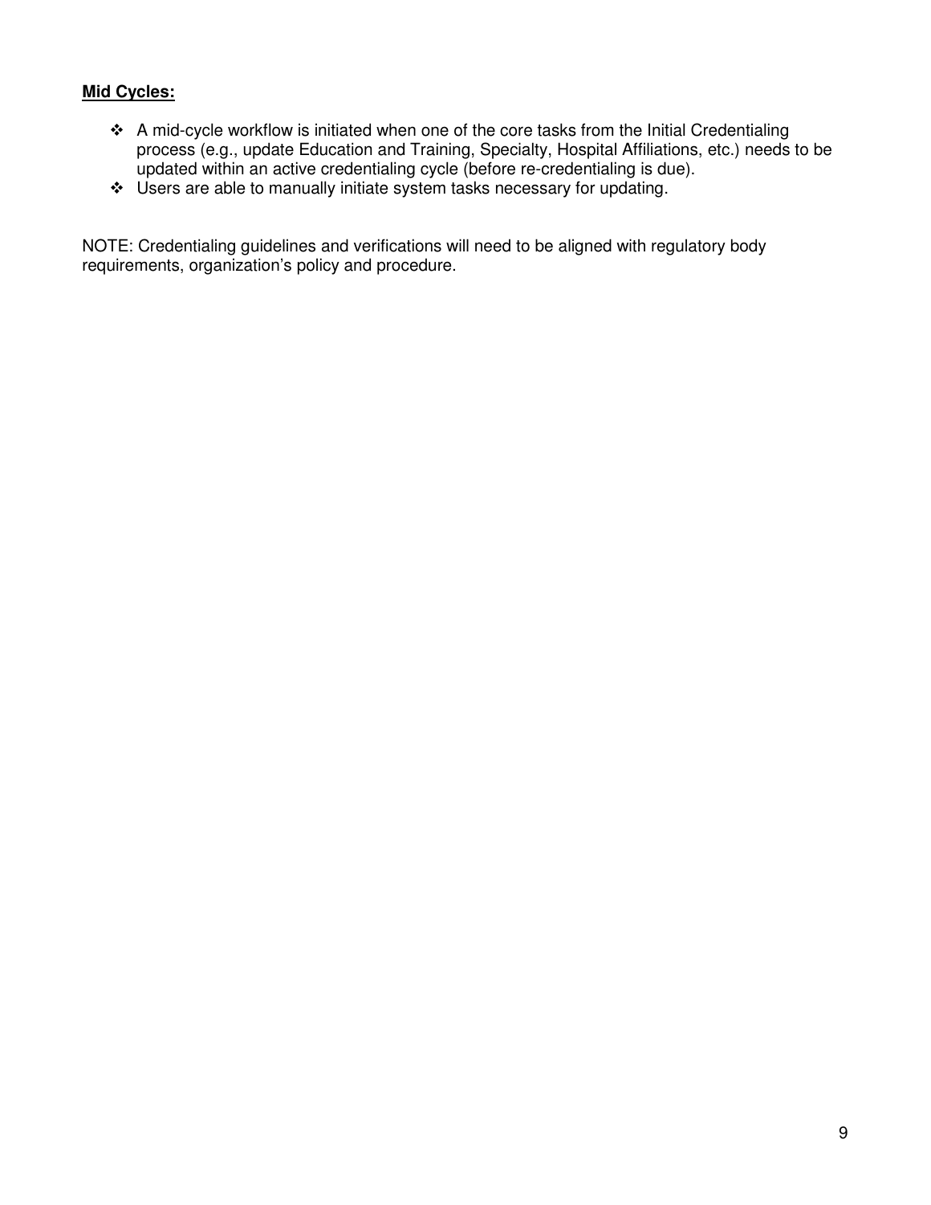**Mid Cycles:**

- A mid-cycle workflow is initiated when one of the core tasks from the Initial Credentialing process (e.g., update Education and Training, Specialty, Hospital Affiliations, etc.) needs to be updated within an active credentialing cycle (before re-credentialing is due).
- Users are able to manually initiate system tasks necessary for updating.

NOTE: Credentialing guidelines and verifications will need to be aligned with regulatory body requirements, organization's policy and procedure.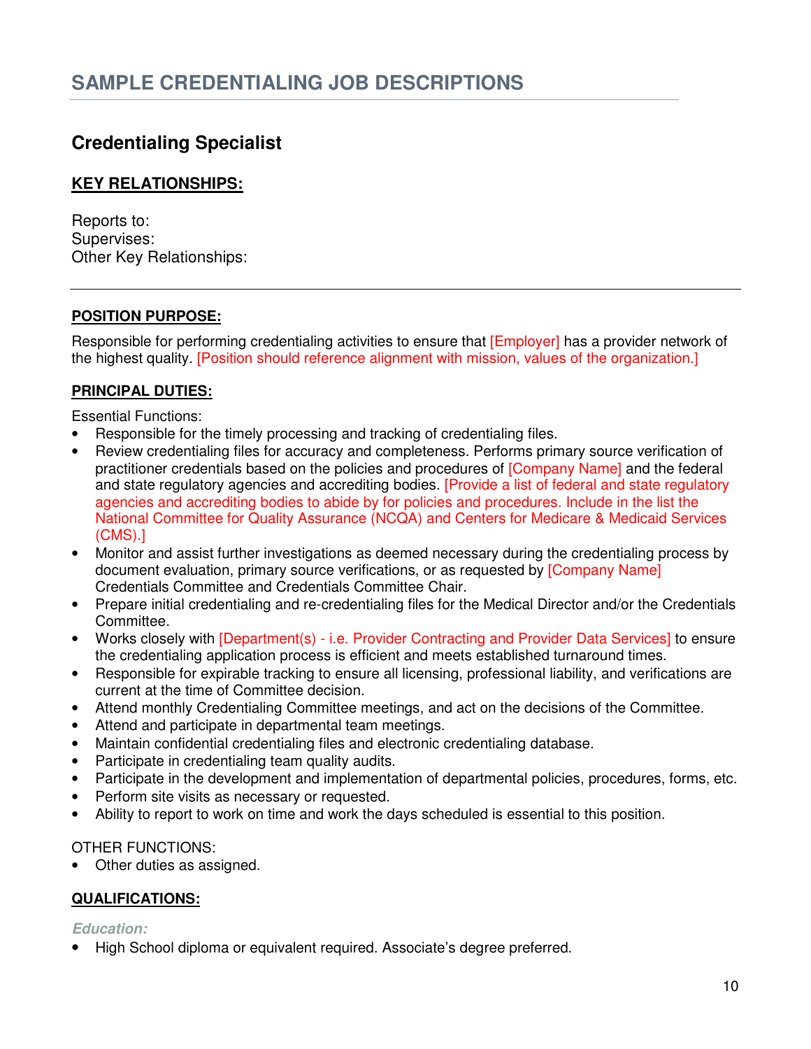# SAMPLE CREDENTIALING JOB DESCRIPTIONS

## Credentialing Specialist

**KEY RELATIONSHIPS:**

Reports to:
Supervises:
Other Key Relationships:

---

**POSITION PURPOSE:**

Responsible for performing credentialing activities to ensure that [Employer] has a provider network of the highest quality. [Position should reference alignment with mission, values of the organization.]

**PRINCIPAL DUTIES:**

Essential Functions:

- Responsible for the timely processing and tracking of credentialing files.
- Review credentialing files for accuracy and completeness. Performs primary source verification of practitioner credentials based on the policies and procedures of [Company Name] and the federal and state regulatory agencies and accrediting bodies. [Provide a list of federal and state regulatory agencies and accrediting bodies to abide by for policies and procedures. Include in the list the National Committee for Quality Assurance (NCQA) and Centers for Medicare & Medicaid Services (CMS).]
- Monitor and assist further investigations as deemed necessary during the credentialing process by document evaluation, primary source verifications, or as requested by [Company Name] Credentials Committee and Credentials Committee Chair.
- Prepare initial credentialing and re-credentialing files for the Medical Director and/or the Credentials Committee.
- Works closely with [Department(s) - i.e. Provider Contracting and Provider Data Services] to ensure the credentialing application process is efficient and meets established turnaround times.
- Responsible for expirable tracking to ensure all licensing, professional liability, and verifications are current at the time of Committee decision.
- Attend monthly Credentialing Committee meetings, and act on the decisions of the Committee.
- Attend and participate in departmental team meetings.
- Maintain confidential credentialing files and electronic credentialing database.
- Participate in credentialing team quality audits.
- Participate in the development and implementation of departmental policies, procedures, forms, etc.
- Perform site visits as necessary or requested.
- Ability to report to work on time and work the days scheduled is essential to this position.

OTHER FUNCTIONS:

- Other duties as assigned.

**QUALIFICATIONS:**

***Education:***

- High School diploma or equivalent required. Associate's degree preferred.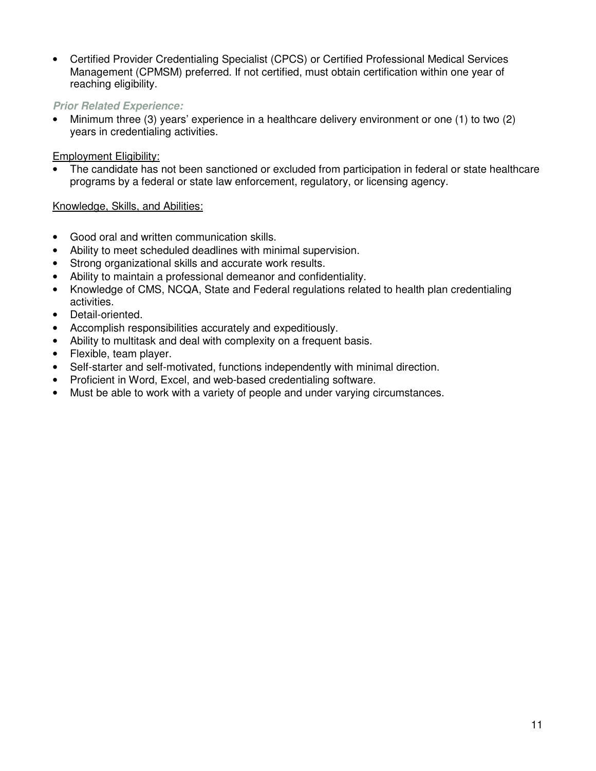- Certified Provider Credentialing Specialist (CPCS) or Certified Professional Medical Services Management (CPMSM) preferred. If not certified, must obtain certification within one year of reaching eligibility.

***Prior Related Experience:***

- Minimum three (3) years' experience in a healthcare delivery environment or one (1) to two (2) years in credentialing activities.

<u>Employment Eligibility:</u>

- The candidate has not been sanctioned or excluded from participation in federal or state healthcare programs by a federal or state law enforcement, regulatory, or licensing agency.

<u>Knowledge, Skills, and Abilities:</u>

- Good oral and written communication skills.
- Ability to meet scheduled deadlines with minimal supervision.
- Strong organizational skills and accurate work results.
- Ability to maintain a professional demeanor and confidentiality.
- Knowledge of CMS, NCQA, State and Federal regulations related to health plan credentialing activities.
- Detail-oriented.
- Accomplish responsibilities accurately and expeditiously.
- Ability to multitask and deal with complexity on a frequent basis.
- Flexible, team player.
- Self-starter and self-motivated, functions independently with minimal direction.
- Proficient in Word, Excel, and web-based credentialing software.
- Must be able to work with a variety of people and under varying circumstances.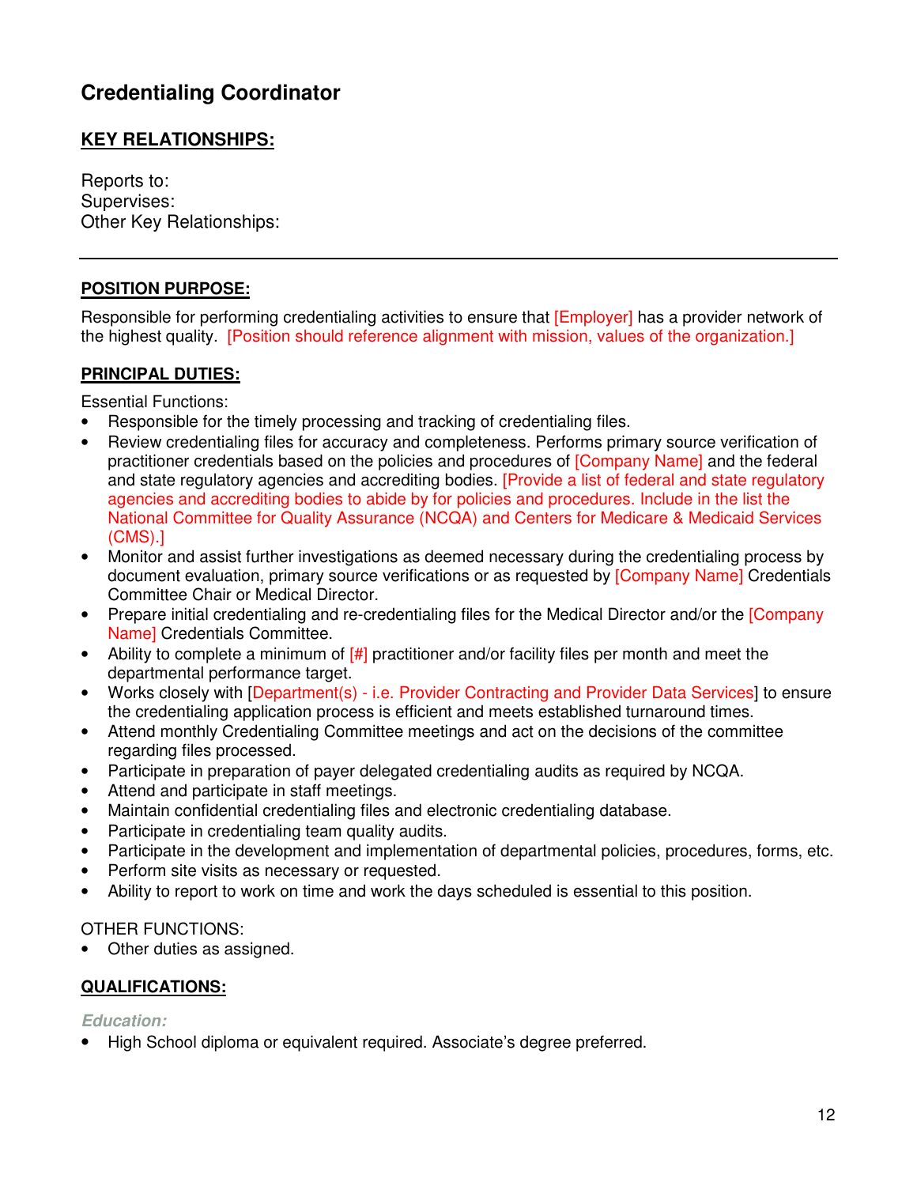## Credentialing Coordinator

**KEY RELATIONSHIPS:**

Reports to:
Supervises:
Other Key Relationships:

---

**POSITION PURPOSE:**

Responsible for performing credentialing activities to ensure that [Employer] has a provider network of the highest quality. [Position should reference alignment with mission, values of the organization.]

**PRINCIPAL DUTIES:**

Essential Functions:

- Responsible for the timely processing and tracking of credentialing files.
- Review credentialing files for accuracy and completeness. Performs primary source verification of practitioner credentials based on the policies and procedures of [Company Name] and the federal and state regulatory agencies and accrediting bodies. [Provide a list of federal and state regulatory agencies and accrediting bodies to abide by for policies and procedures. Include in the list the National Committee for Quality Assurance (NCQA) and Centers for Medicare & Medicaid Services (CMS).]
- Monitor and assist further investigations as deemed necessary during the credentialing process by document evaluation, primary source verifications or as requested by [Company Name] Credentials Committee Chair or Medical Director.
- Prepare initial credentialing and re-credentialing files for the Medical Director and/or the [Company Name] Credentials Committee.
- Ability to complete a minimum of [#] practitioner and/or facility files per month and meet the departmental performance target.
- Works closely with [Department(s) - i.e. Provider Contracting and Provider Data Services] to ensure the credentialing application process is efficient and meets established turnaround times.
- Attend monthly Credentialing Committee meetings and act on the decisions of the committee regarding files processed.
- Participate in preparation of payer delegated credentialing audits as required by NCQA.
- Attend and participate in staff meetings.
- Maintain confidential credentialing files and electronic credentialing database.
- Participate in credentialing team quality audits.
- Participate in the development and implementation of departmental policies, procedures, forms, etc.
- Perform site visits as necessary or requested.
- Ability to report to work on time and work the days scheduled is essential to this position.

OTHER FUNCTIONS:

- Other duties as assigned.

**QUALIFICATIONS:**

***Education:***

- High School diploma or equivalent required. Associate's degree preferred.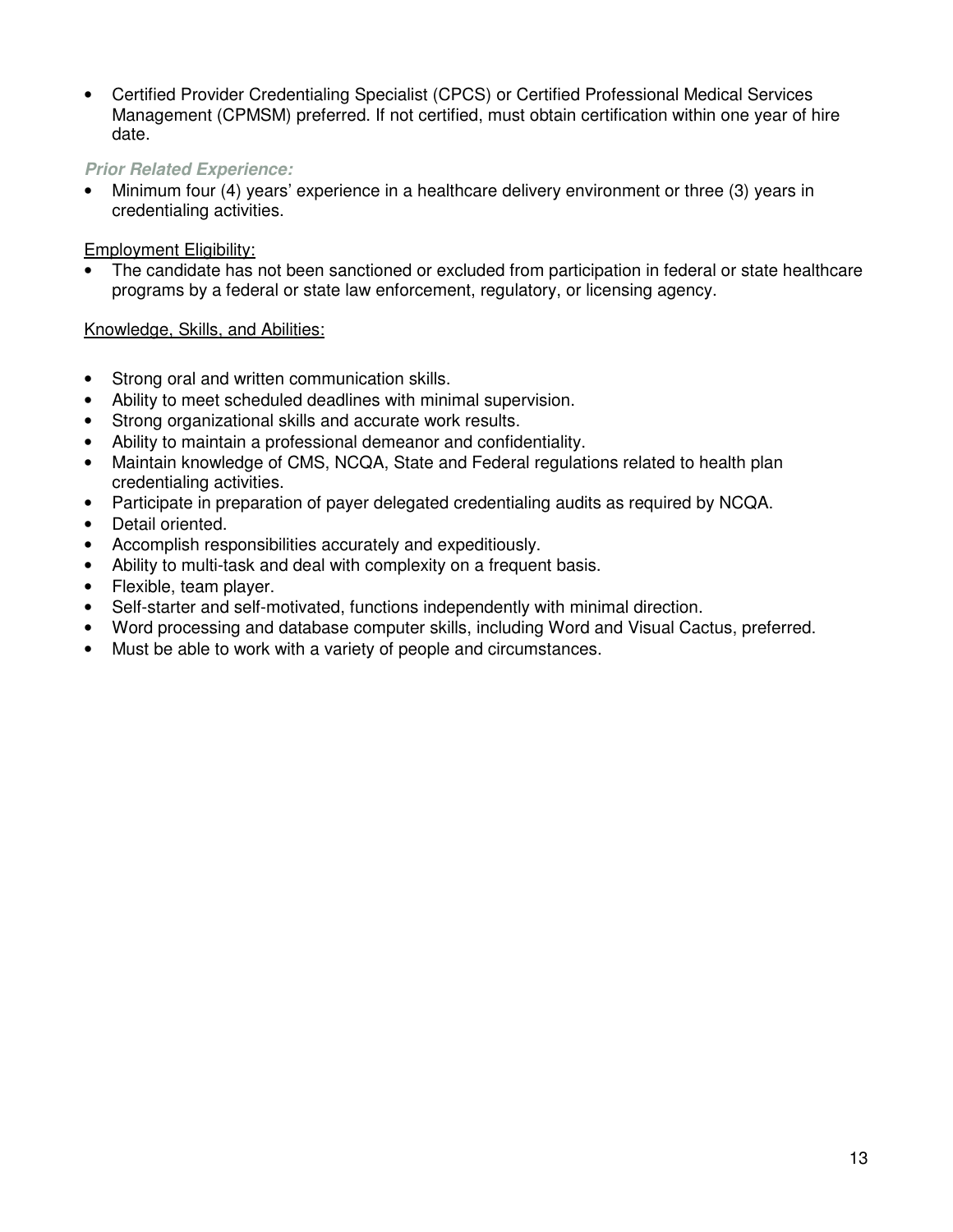- Certified Provider Credentialing Specialist (CPCS) or Certified Professional Medical Services Management (CPMSM) preferred. If not certified, must obtain certification within one year of hire date.

***Prior Related Experience:***

- Minimum four (4) years' experience in a healthcare delivery environment or three (3) years in credentialing activities.

Employment Eligibility:

- The candidate has not been sanctioned or excluded from participation in federal or state healthcare programs by a federal or state law enforcement, regulatory, or licensing agency.

Knowledge, Skills, and Abilities:

- Strong oral and written communication skills.
- Ability to meet scheduled deadlines with minimal supervision.
- Strong organizational skills and accurate work results.
- Ability to maintain a professional demeanor and confidentiality.
- Maintain knowledge of CMS, NCQA, State and Federal regulations related to health plan credentialing activities.
- Participate in preparation of payer delegated credentialing audits as required by NCQA.
- Detail oriented.
- Accomplish responsibilities accurately and expeditiously.
- Ability to multi-task and deal with complexity on a frequent basis.
- Flexible, team player.
- Self-starter and self-motivated, functions independently with minimal direction.
- Word processing and database computer skills, including Word and Visual Cactus, preferred.
- Must be able to work with a variety of people and circumstances.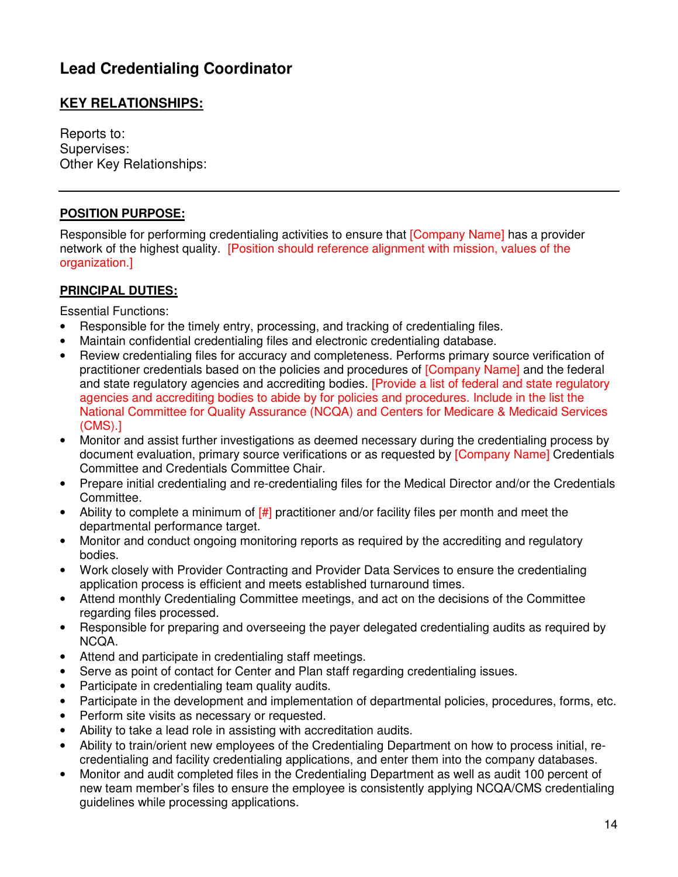## Lead Credentialing Coordinator

**KEY RELATIONSHIPS:**

Reports to:
Supervises:
Other Key Relationships:

---

**POSITION PURPOSE:**

Responsible for performing credentialing activities to ensure that [Company Name] has a provider network of the highest quality. [Position should reference alignment with mission, values of the organization.]

**PRINCIPAL DUTIES:**

Essential Functions:

- Responsible for the timely entry, processing, and tracking of credentialing files.
- Maintain confidential credentialing files and electronic credentialing database.
- Review credentialing files for accuracy and completeness. Performs primary source verification of practitioner credentials based on the policies and procedures of [Company Name] and the federal and state regulatory agencies and accrediting bodies. [Provide a list of federal and state regulatory agencies and accrediting bodies to abide by for policies and procedures. Include in the list the National Committee for Quality Assurance (NCQA) and Centers for Medicare & Medicaid Services (CMS).]
- Monitor and assist further investigations as deemed necessary during the credentialing process by document evaluation, primary source verifications or as requested by [Company Name] Credentials Committee and Credentials Committee Chair.
- Prepare initial credentialing and re-credentialing files for the Medical Director and/or the Credentials Committee.
- Ability to complete a minimum of [#] practitioner and/or facility files per month and meet the departmental performance target.
- Monitor and conduct ongoing monitoring reports as required by the accrediting and regulatory bodies.
- Work closely with Provider Contracting and Provider Data Services to ensure the credentialing application process is efficient and meets established turnaround times.
- Attend monthly Credentialing Committee meetings, and act on the decisions of the Committee regarding files processed.
- Responsible for preparing and overseeing the payer delegated credentialing audits as required by NCQA.
- Attend and participate in credentialing staff meetings.
- Serve as point of contact for Center and Plan staff regarding credentialing issues.
- Participate in credentialing team quality audits.
- Participate in the development and implementation of departmental policies, procedures, forms, etc.
- Perform site visits as necessary or requested.
- Ability to take a lead role in assisting with accreditation audits.
- Ability to train/orient new employees of the Credentialing Department on how to process initial, re-credentialing and facility credentialing applications, and enter them into the company databases.
- Monitor and audit completed files in the Credentialing Department as well as audit 100 percent of new team member's files to ensure the employee is consistently applying NCQA/CMS credentialing guidelines while processing applications.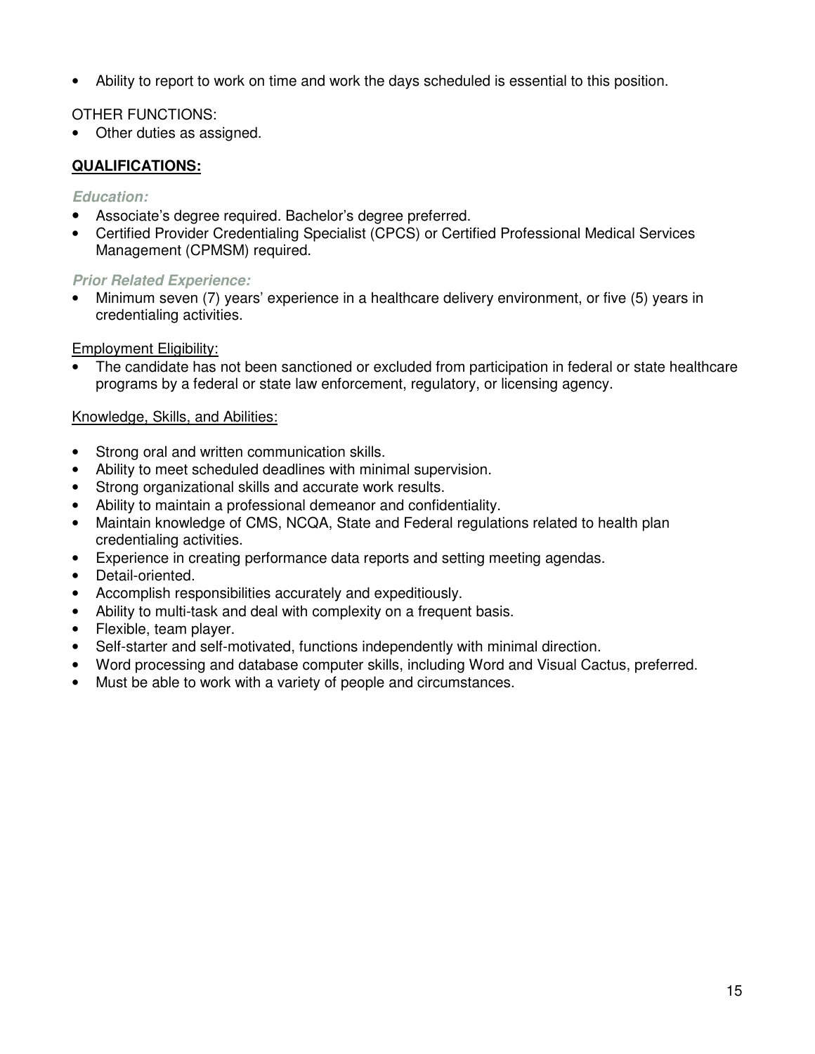- Ability to report to work on time and work the days scheduled is essential to this position.

OTHER FUNCTIONS:

- Other duties as assigned.

**QUALIFICATIONS:**

***Education:***

- Associate's degree required. Bachelor's degree preferred.
- Certified Provider Credentialing Specialist (CPCS) or Certified Professional Medical Services Management (CPMSM) required.

***Prior Related Experience:***

- Minimum seven (7) years' experience in a healthcare delivery environment, or five (5) years in credentialing activities.

Employment Eligibility:

- The candidate has not been sanctioned or excluded from participation in federal or state healthcare programs by a federal or state law enforcement, regulatory, or licensing agency.

Knowledge, Skills, and Abilities:

- Strong oral and written communication skills.
- Ability to meet scheduled deadlines with minimal supervision.
- Strong organizational skills and accurate work results.
- Ability to maintain a professional demeanor and confidentiality.
- Maintain knowledge of CMS, NCQA, State and Federal regulations related to health plan credentialing activities.
- Experience in creating performance data reports and setting meeting agendas.
- Detail-oriented.
- Accomplish responsibilities accurately and expeditiously.
- Ability to multi-task and deal with complexity on a frequent basis.
- Flexible, team player.
- Self-starter and self-motivated, functions independently with minimal direction.
- Word processing and database computer skills, including Word and Visual Cactus, preferred.
- Must be able to work with a variety of people and circumstances.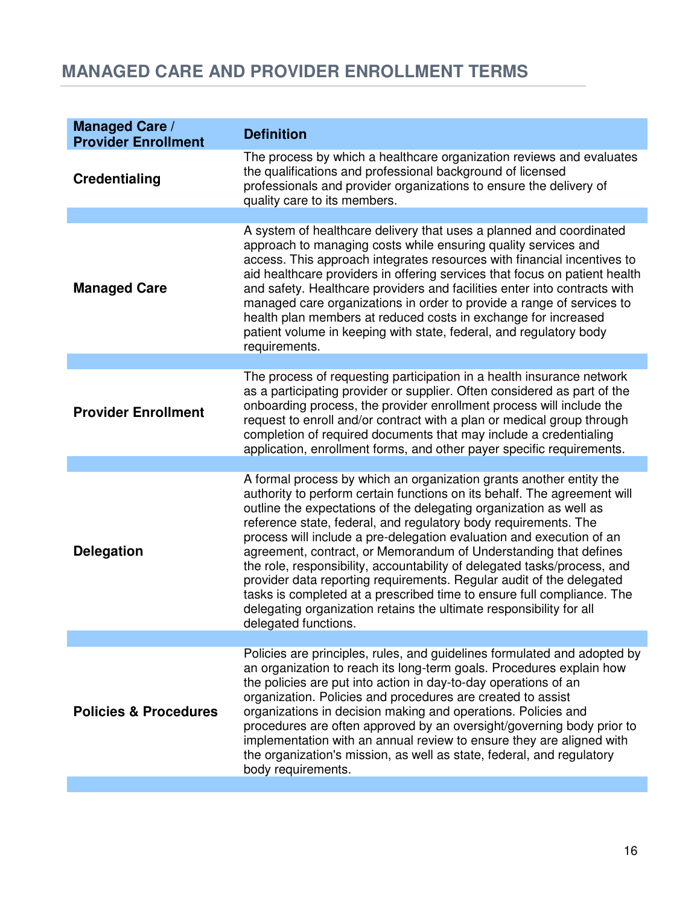## MANAGED CARE AND PROVIDER ENROLLMENT TERMS

| Managed Care / Provider Enrollment | Definition |
|---|---|
| **Credentialing** | The process by which a healthcare organization reviews and evaluates the qualifications and professional background of licensed professionals and provider organizations to ensure the delivery of quality care to its members. |
| **Managed Care** | A system of healthcare delivery that uses a planned and coordinated approach to managing costs while ensuring quality services and access. This approach integrates resources with financial incentives to aid healthcare providers in offering services that focus on patient health and safety. Healthcare providers and facilities enter into contracts with managed care organizations in order to provide a range of services to health plan members at reduced costs in exchange for increased patient volume in keeping with state, federal, and regulatory body requirements. |
| **Provider Enrollment** | The process of requesting participation in a health insurance network as a participating provider or supplier. Often considered as part of the onboarding process, the provider enrollment process will include the request to enroll and/or contract with a plan or medical group through completion of required documents that may include a credentialing application, enrollment forms, and other payer specific requirements. |
| **Delegation** | A formal process by which an organization grants another entity the authority to perform certain functions on its behalf. The agreement will outline the expectations of the delegating organization as well as reference state, federal, and regulatory body requirements. The process will include a pre-delegation evaluation and execution of an agreement, contract, or Memorandum of Understanding that defines the role, responsibility, accountability of delegated tasks/process, and provider data reporting requirements. Regular audit of the delegated tasks is completed at a prescribed time to ensure full compliance. The delegating organization retains the ultimate responsibility for all delegated functions. |
| **Policies & Procedures** | Policies are principles, rules, and guidelines formulated and adopted by an organization to reach its long-term goals. Procedures explain how the policies are put into action in day-to-day operations of an organization. Policies and procedures are created to assist organizations in decision making and operations. Policies and procedures are often approved by an oversight/governing body prior to implementation with an annual review to ensure they are aligned with the organization's mission, as well as state, federal, and regulatory body requirements. |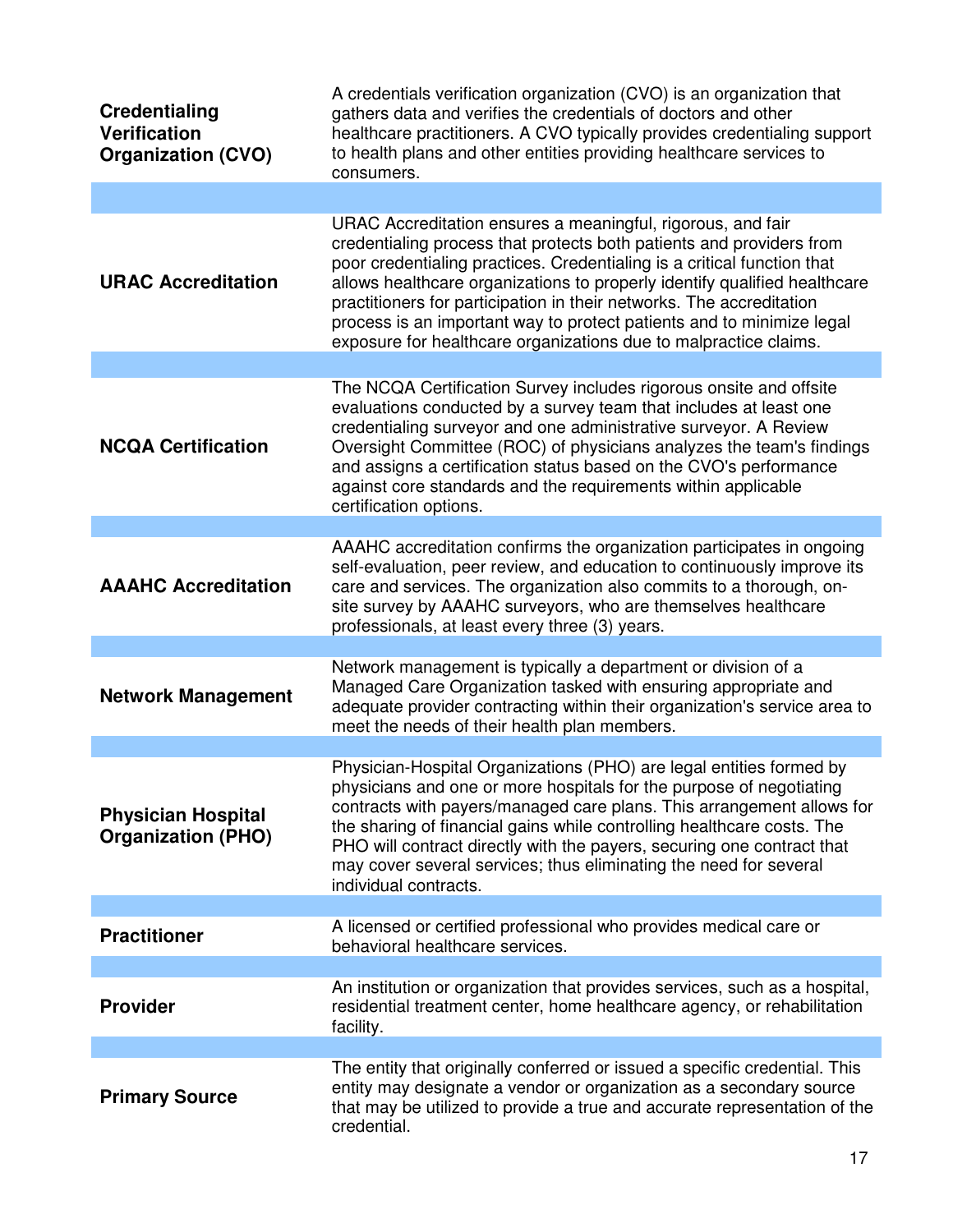| Term | Definition |
| --- | --- |
| **Credentialing Verification Organization (CVO)** | A credentials verification organization (CVO) is an organization that gathers data and verifies the credentials of doctors and other healthcare practitioners. A CVO typically provides credentialing support to health plans and other entities providing healthcare services to consumers. |
| **URAC Accreditation** | URAC Accreditation ensures a meaningful, rigorous, and fair credentialing process that protects both patients and providers from poor credentialing practices. Credentialing is a critical function that allows healthcare organizations to properly identify qualified healthcare practitioners for participation in their networks. The accreditation process is an important way to protect patients and to minimize legal exposure for healthcare organizations due to malpractice claims. |
| **NCQA Certification** | The NCQA Certification Survey includes rigorous onsite and offsite evaluations conducted by a survey team that includes at least one credentialing surveyor and one administrative surveyor. A Review Oversight Committee (ROC) of physicians analyzes the team's findings and assigns a certification status based on the CVO's performance against core standards and the requirements within applicable certification options. |
| **AAAHC Accreditation** | AAAHC accreditation confirms the organization participates in ongoing self-evaluation, peer review, and education to continuously improve its care and services. The organization also commits to a thorough, on-site survey by AAAHC surveyors, who are themselves healthcare professionals, at least every three (3) years. |
| **Network Management** | Network management is typically a department or division of a Managed Care Organization tasked with ensuring appropriate and adequate provider contracting within their organization's service area to meet the needs of their health plan members. |
| **Physician Hospital Organization (PHO)** | Physician-Hospital Organizations (PHO) are legal entities formed by physicians and one or more hospitals for the purpose of negotiating contracts with payers/managed care plans. This arrangement allows for the sharing of financial gains while controlling healthcare costs. The PHO will contract directly with the payers, securing one contract that may cover several services; thus eliminating the need for several individual contracts. |
| **Practitioner** | A licensed or certified professional who provides medical care or behavioral healthcare services. |
| **Provider** | An institution or organization that provides services, such as a hospital, residential treatment center, home healthcare agency, or rehabilitation facility. |
| **Primary Source** | The entity that originally conferred or issued a specific credential. This entity may designate a vendor or organization as a secondary source that may be utilized to provide a true and accurate representation of the credential. |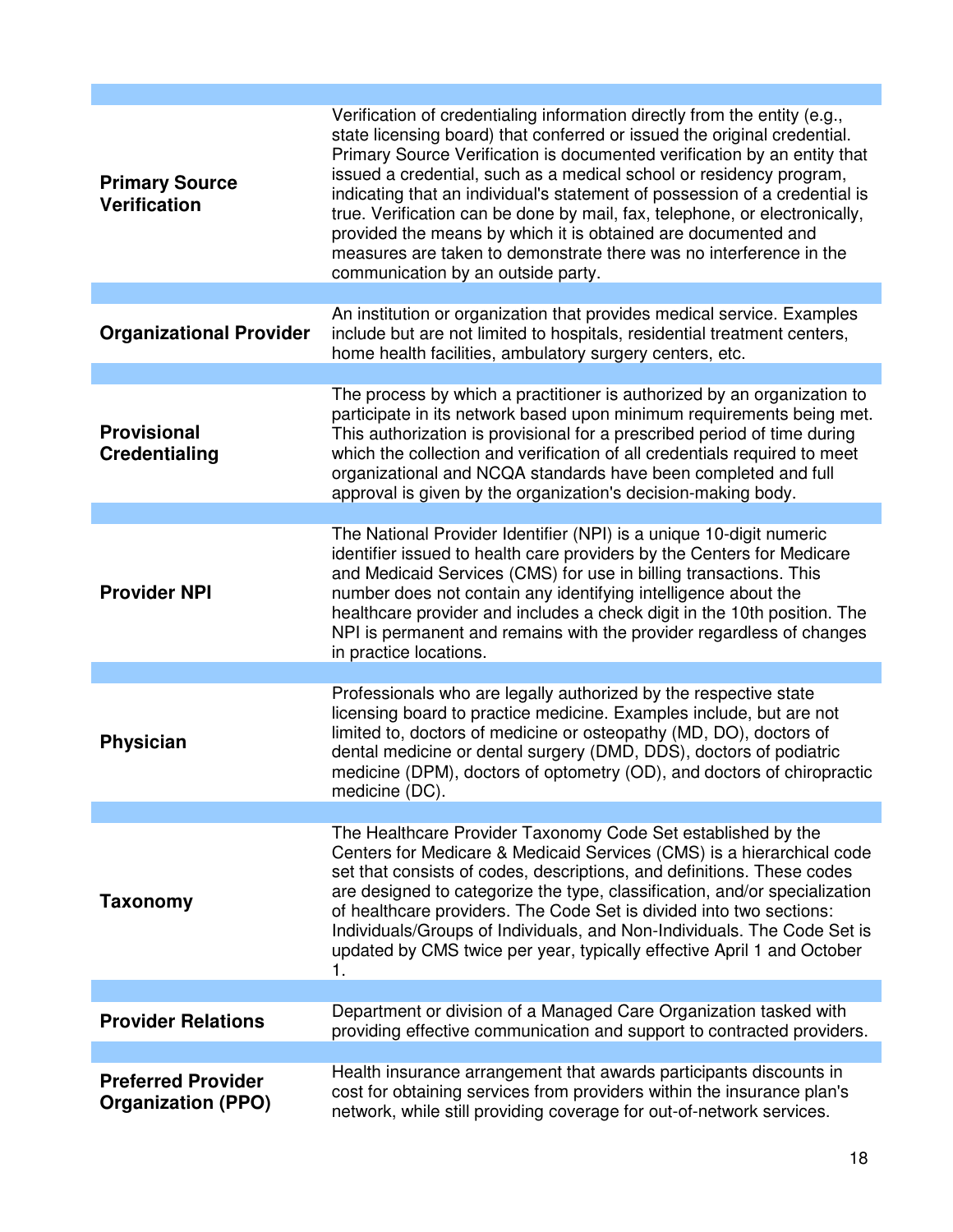| | |
|---|---|
| **Primary Source Verification** | Verification of credentialing information directly from the entity (e.g., state licensing board) that conferred or issued the original credential. Primary Source Verification is documented verification by an entity that issued a credential, such as a medical school or residency program, indicating that an individual's statement of possession of a credential is true. Verification can be done by mail, fax, telephone, or electronically, provided the means by which it is obtained are documented and measures are taken to demonstrate there was no interference in the communication by an outside party. |
| **Organizational Provider** | An institution or organization that provides medical service. Examples include but are not limited to hospitals, residential treatment centers, home health facilities, ambulatory surgery centers, etc. |
| **Provisional Credentialing** | The process by which a practitioner is authorized by an organization to participate in its network based upon minimum requirements being met. This authorization is provisional for a prescribed period of time during which the collection and verification of all credentials required to meet organizational and NCQA standards have been completed and full approval is given by the organization's decision-making body. |
| **Provider NPI** | The National Provider Identifier (NPI) is a unique 10-digit numeric identifier issued to health care providers by the Centers for Medicare and Medicaid Services (CMS) for use in billing transactions. This number does not contain any identifying intelligence about the healthcare provider and includes a check digit in the 10th position. The NPI is permanent and remains with the provider regardless of changes in practice locations. |
| **Physician** | Professionals who are legally authorized by the respective state licensing board to practice medicine. Examples include, but are not limited to, doctors of medicine or osteopathy (MD, DO), doctors of dental medicine or dental surgery (DMD, DDS), doctors of podiatric medicine (DPM), doctors of optometry (OD), and doctors of chiropractic medicine (DC). |
| **Taxonomy** | The Healthcare Provider Taxonomy Code Set established by the Centers for Medicare & Medicaid Services (CMS) is a hierarchical code set that consists of codes, descriptions, and definitions. These codes are designed to categorize the type, classification, and/or specialization of healthcare providers. The Code Set is divided into two sections: Individuals/Groups of Individuals, and Non-Individuals. The Code Set is updated by CMS twice per year, typically effective April 1 and October 1. |
| **Provider Relations** | Department or division of a Managed Care Organization tasked with providing effective communication and support to contracted providers. |
| **Preferred Provider Organization (PPO)** | Health insurance arrangement that awards participants discounts in cost for obtaining services from providers within the insurance plan's network, while still providing coverage for out-of-network services. |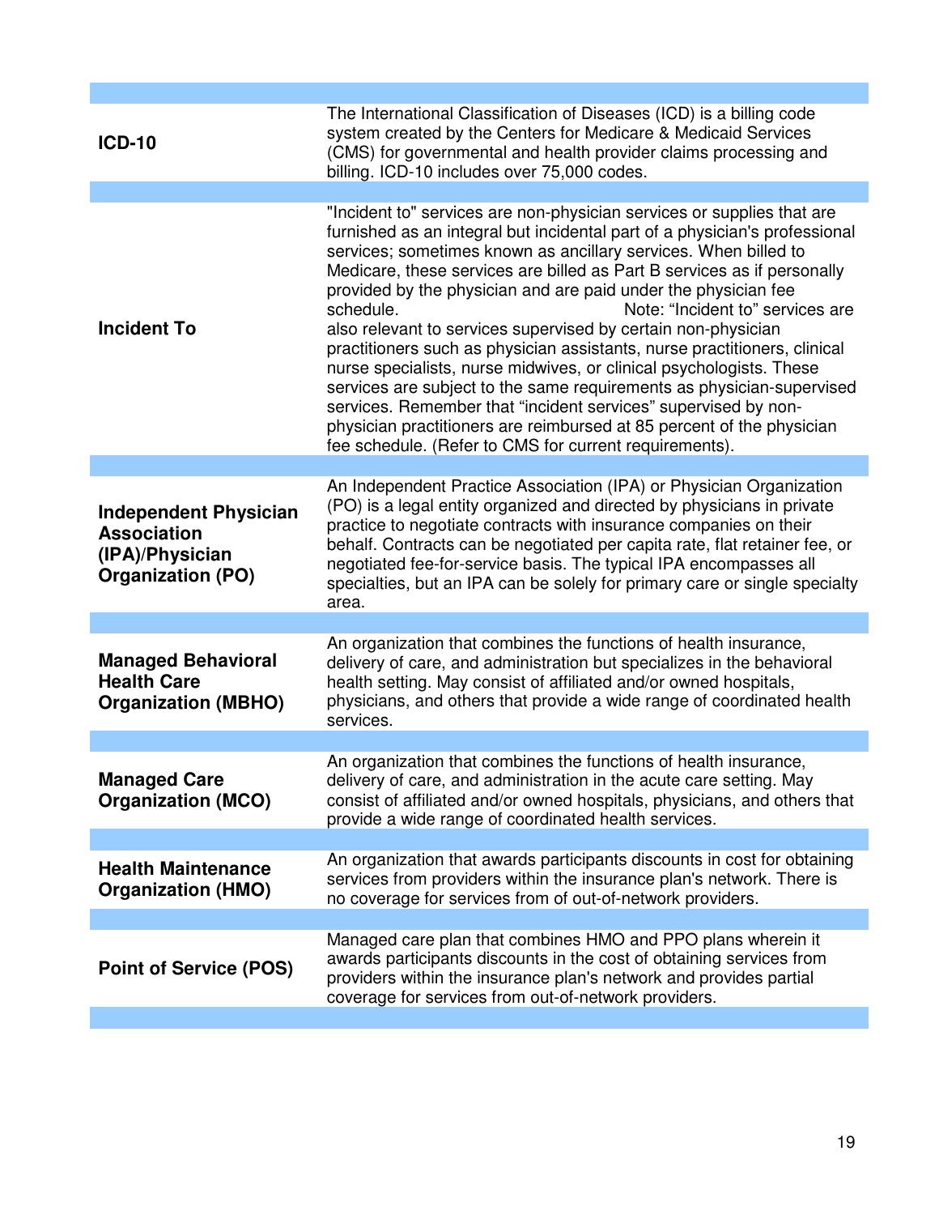| | |
|---|---|
| **ICD-10** | The International Classification of Diseases (ICD) is a billing code system created by the Centers for Medicare & Medicaid Services (CMS) for governmental and health provider claims processing and billing. ICD-10 includes over 75,000 codes. |
| **Incident To** | "Incident to" services are non-physician services or supplies that are furnished as an integral but incidental part of a physician's professional services; sometimes known as ancillary services. When billed to Medicare, these services are billed as Part B services as if personally provided by the physician and are paid under the physician fee schedule. Note: "Incident to" services are also relevant to services supervised by certain non-physician practitioners such as physician assistants, nurse practitioners, clinical nurse specialists, nurse midwives, or clinical psychologists. These services are subject to the same requirements as physician-supervised services. Remember that "incident services" supervised by non-physician practitioners are reimbursed at 85 percent of the physician fee schedule. (Refer to CMS for current requirements). |
| **Independent Physician Association (IPA)/Physician Organization (PO)** | An Independent Practice Association (IPA) or Physician Organization (PO) is a legal entity organized and directed by physicians in private practice to negotiate contracts with insurance companies on their behalf. Contracts can be negotiated per capita rate, flat retainer fee, or negotiated fee-for-service basis. The typical IPA encompasses all specialties, but an IPA can be solely for primary care or single specialty area. |
| **Managed Behavioral Health Care Organization (MBHO)** | An organization that combines the functions of health insurance, delivery of care, and administration but specializes in the behavioral health setting. May consist of affiliated and/or owned hospitals, physicians, and others that provide a wide range of coordinated health services. |
| **Managed Care Organization (MCO)** | An organization that combines the functions of health insurance, delivery of care, and administration in the acute care setting. May consist of affiliated and/or owned hospitals, physicians, and others that provide a wide range of coordinated health services. |
| **Health Maintenance Organization (HMO)** | An organization that awards participants discounts in cost for obtaining services from providers within the insurance plan's network. There is no coverage for services from of out-of-network providers. |
| **Point of Service (POS)** | Managed care plan that combines HMO and PPO plans wherein it awards participants discounts in the cost of obtaining services from providers within the insurance plan's network and provides partial coverage for services from out-of-network providers. |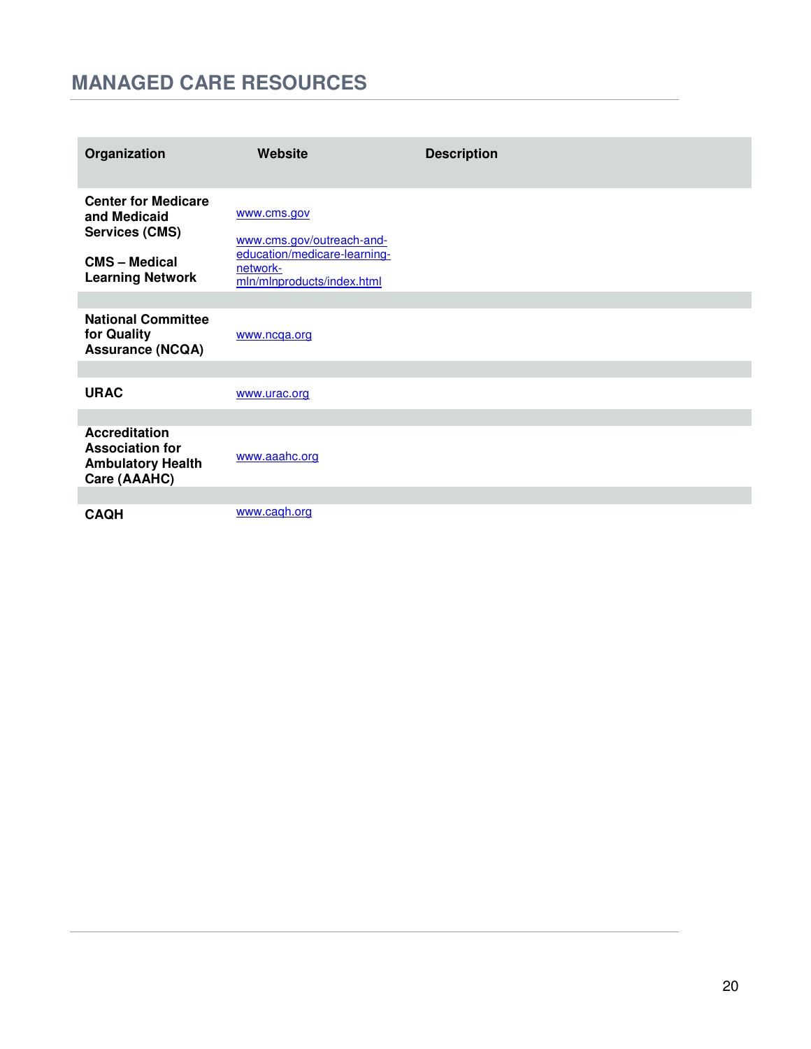# MANAGED CARE RESOURCES

| Organization | Website | Description |
|---|---|---|
| **Center for Medicare and Medicaid Services (CMS)**<br><br>**CMS – Medical Learning Network** | www.cms.gov<br><br>www.cms.gov/outreach-and-education/medicare-learning-network-mln/mlnproducts/index.html | |
| **National Committee for Quality Assurance (NCQA)** | www.ncqa.org | |
| **URAC** | www.urac.org | |
| **Accreditation Association for Ambulatory Health Care (AAAHC)** | www.aaahc.org | |
| **CAQH** | www.caqh.org | |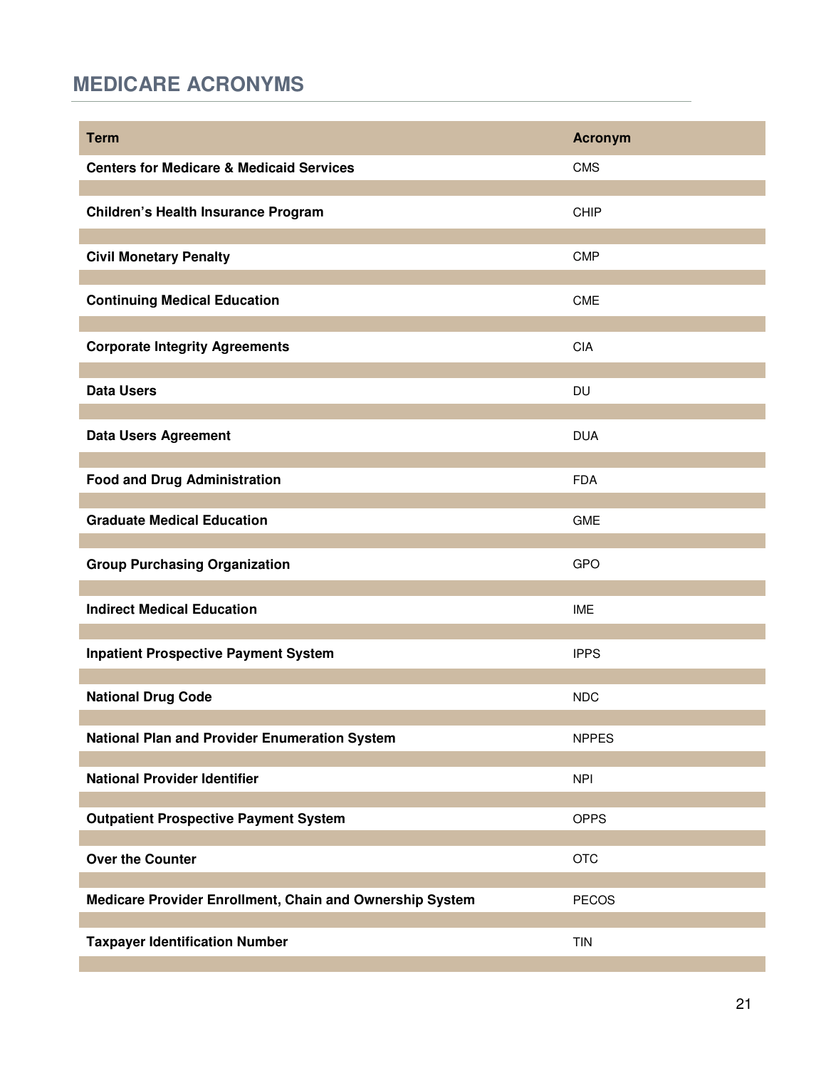## MEDICARE ACRONYMS

| Term | Acronym |
|---|---|
| **Centers for Medicare & Medicaid Services** | CMS |
| **Children's Health Insurance Program** | CHIP |
| **Civil Monetary Penalty** | CMP |
| **Continuing Medical Education** | CME |
| **Corporate Integrity Agreements** | CIA |
| **Data Users** | DU |
| **Data Users Agreement** | DUA |
| **Food and Drug Administration** | FDA |
| **Graduate Medical Education** | GME |
| **Group Purchasing Organization** | GPO |
| **Indirect Medical Education** | IME |
| **Inpatient Prospective Payment System** | IPPS |
| **National Drug Code** | NDC |
| **National Plan and Provider Enumeration System** | NPPES |
| **National Provider Identifier** | NPI |
| **Outpatient Prospective Payment System** | OPPS |
| **Over the Counter** | OTC |
| **Medicare Provider Enrollment, Chain and Ownership System** | PECOS |
| **Taxpayer Identification Number** | TIN |